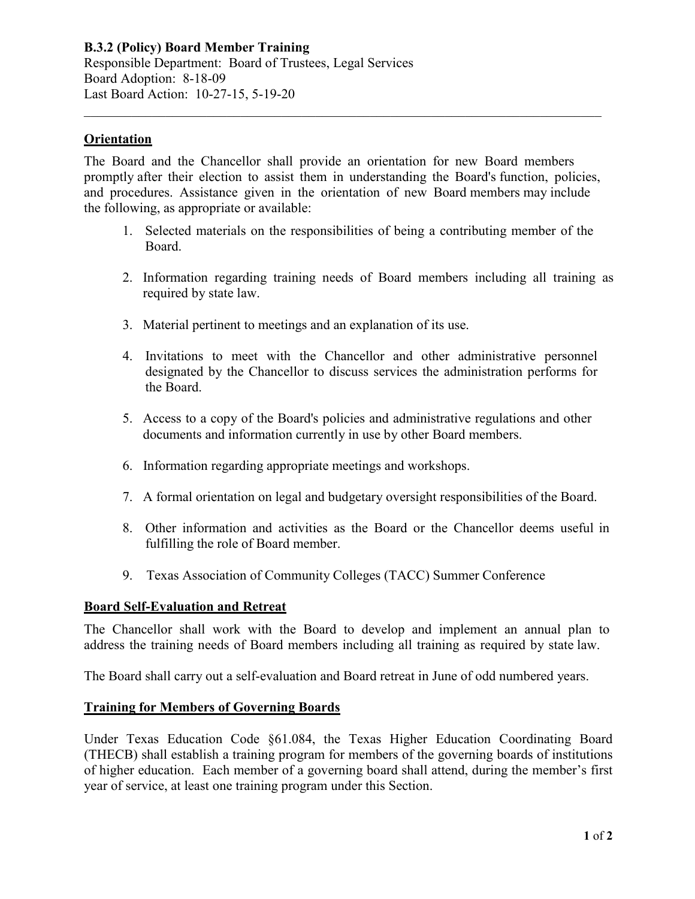**B.3.2 (Policy) Board Member Training**

Responsible Department: Board of Trustees, Legal Services
Board Adoption: 8-18-09
Last Board Action: 10-27-15, 5-19-20

---

## Orientation

The Board and the Chancellor shall provide an orientation for new Board members promptly after their election to assist them in understanding the Board's function, policies, and procedures. Assistance given in the orientation of new Board members may include the following, as appropriate or available:

1. Selected materials on the responsibilities of being a contributing member of the Board.
2. Information regarding training needs of Board members including all training as required by state law.
3. Material pertinent to meetings and an explanation of its use.
4. Invitations to meet with the Chancellor and other administrative personnel designated by the Chancellor to discuss services the administration performs for the Board.
5. Access to a copy of the Board's policies and administrative regulations and other documents and information currently in use by other Board members.
6. Information regarding appropriate meetings and workshops.
7. A formal orientation on legal and budgetary oversight responsibilities of the Board.
8. Other information and activities as the Board or the Chancellor deems useful in fulfilling the role of Board member.
9. Texas Association of Community Colleges (TACC) Summer Conference

## Board Self-Evaluation and Retreat

The Chancellor shall work with the Board to develop and implement an annual plan to address the training needs of Board members including all training as required by state law.

The Board shall carry out a self-evaluation and Board retreat in June of odd numbered years.

## Training for Members of Governing Boards

Under Texas Education Code §61.084, the Texas Higher Education Coordinating Board (THECB) shall establish a training program for members of the governing boards of institutions of higher education. Each member of a governing board shall attend, during the member's first year of service, at least one training program under this Section.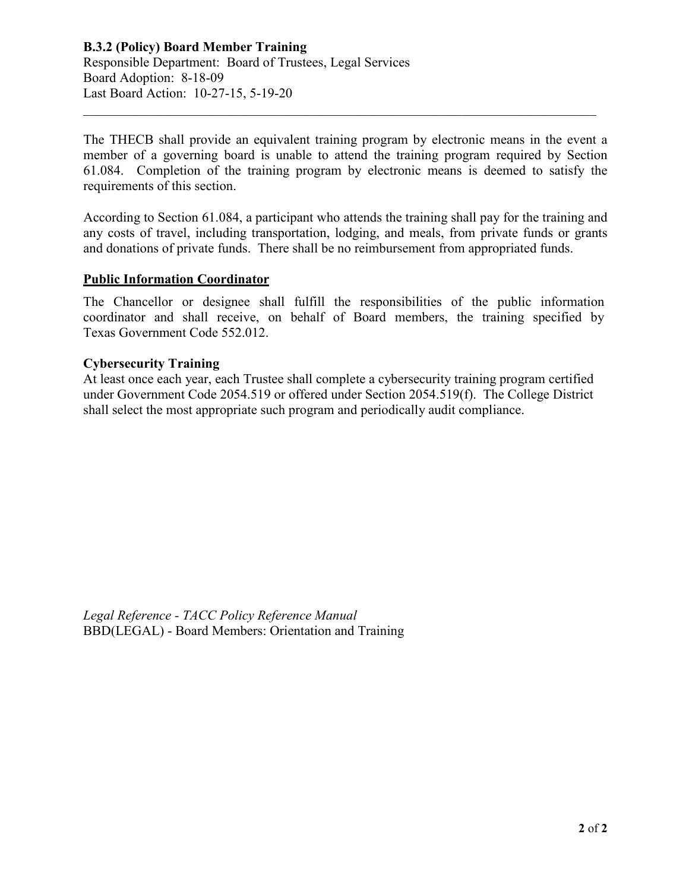**B.3.2 (Policy) Board Member Training**
Responsible Department: Board of Trustees, Legal Services
Board Adoption: 8-18-09
Last Board Action: 10-27-15, 5-19-20

---

The THECB shall provide an equivalent training program by electronic means in the event a member of a governing board is unable to attend the training program required by Section 61.084. Completion of the training program by electronic means is deemed to satisfy the requirements of this section.

According to Section 61.084, a participant who attends the training shall pay for the training and any costs of travel, including transportation, lodging, and meals, from private funds or grants and donations of private funds. There shall be no reimbursement from appropriated funds.

**<u>Public Information Coordinator</u>**

The Chancellor or designee shall fulfill the responsibilities of the public information coordinator and shall receive, on behalf of Board members, the training specified by Texas Government Code 552.012.

**Cybersecurity Training**

At least once each year, each Trustee shall complete a cybersecurity training program certified under Government Code 2054.519 or offered under Section 2054.519(f). The College District shall select the most appropriate such program and periodically audit compliance.

*Legal Reference - TACC Policy Reference Manual*
BBD(LEGAL) - Board Members: Orientation and Training